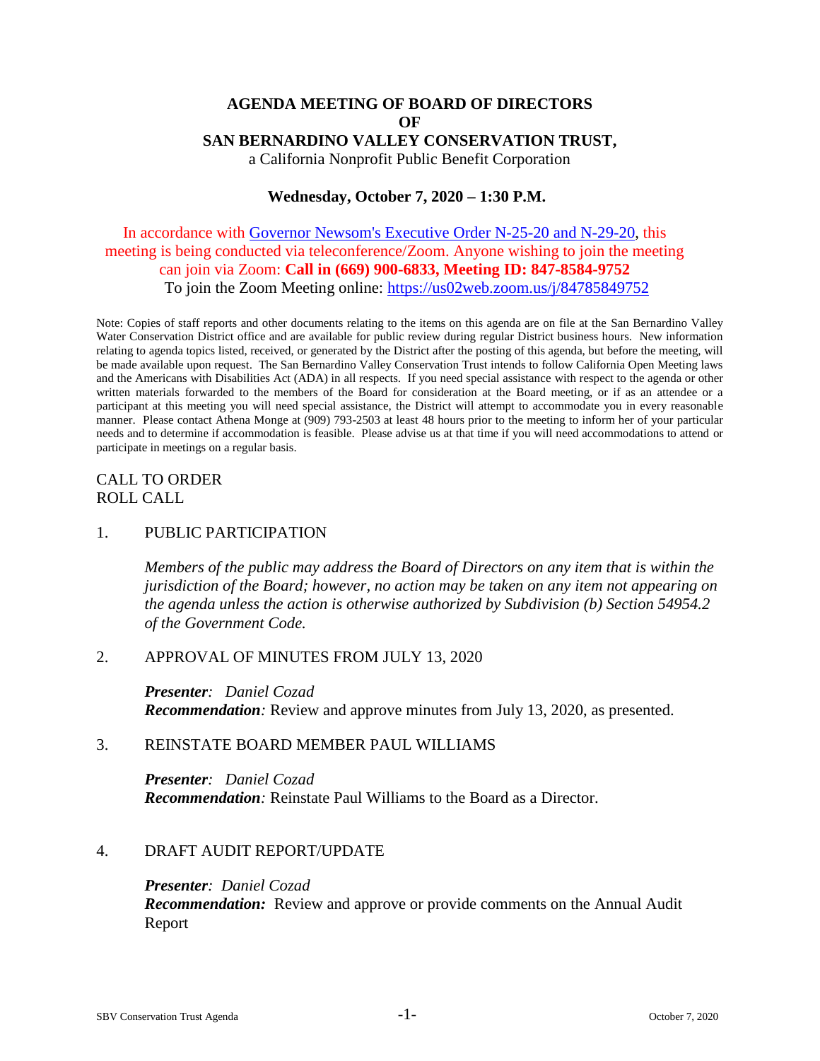# AGENDA MEETING OF BOARD OF DIRECTORS
# OF
# SAN BERNARDINO VALLEY CONSERVATION TRUST,

a California Nonprofit Public Benefit Corporation

**Wednesday, October 7, 2020 – 1:30 P.M.**

In accordance with [Governor Newsom's Executive Order N-25-20 and N-29-20](), this meeting is being conducted via teleconference/Zoom. Anyone wishing to join the meeting can join via Zoom: **Call in (669) 900-6833, Meeting ID: 847-8584-9752**
To join the Zoom Meeting online: https://us02web.zoom.us/j/84785849752

Note: Copies of staff reports and other documents relating to the items on this agenda are on file at the San Bernardino Valley Water Conservation District office and are available for public review during regular District business hours. New information relating to agenda topics listed, received, or generated by the District after the posting of this agenda, but before the meeting, will be made available upon request. The San Bernardino Valley Conservation Trust intends to follow California Open Meeting laws and the Americans with Disabilities Act (ADA) in all respects. If you need special assistance with respect to the agenda or other written materials forwarded to the members of the Board for consideration at the Board meeting, or if as an attendee or a participant at this meeting you will need special assistance, the District will attempt to accommodate you in every reasonable manner. Please contact Athena Monge at (909) 793-2503 at least 48 hours prior to the meeting to inform her of your particular needs and to determine if accommodation is feasible. Please advise us at that time if you will need accommodations to attend or participate in meetings on a regular basis.

CALL TO ORDER
ROLL CALL

1. PUBLIC PARTICIPATION

   *Members of the public may address the Board of Directors on any item that is within the jurisdiction of the Board; however, no action may be taken on any item not appearing on the agenda unless the action is otherwise authorized by Subdivision (b) Section 54954.2 of the Government Code.*

2. APPROVAL OF MINUTES FROM JULY 13, 2020

   ***Presenter****:* *Daniel Cozad*
   ***Recommendation****:* Review and approve minutes from July 13, 2020, as presented.

3. REINSTATE BOARD MEMBER PAUL WILLIAMS

   ***Presenter****:* *Daniel Cozad*
   ***Recommendation****:* Reinstate Paul Williams to the Board as a Director.

4. DRAFT AUDIT REPORT/UPDATE

   ***Presenter****:* *Daniel Cozad*
   ***Recommendation:*** Review and approve or provide comments on the Annual Audit Report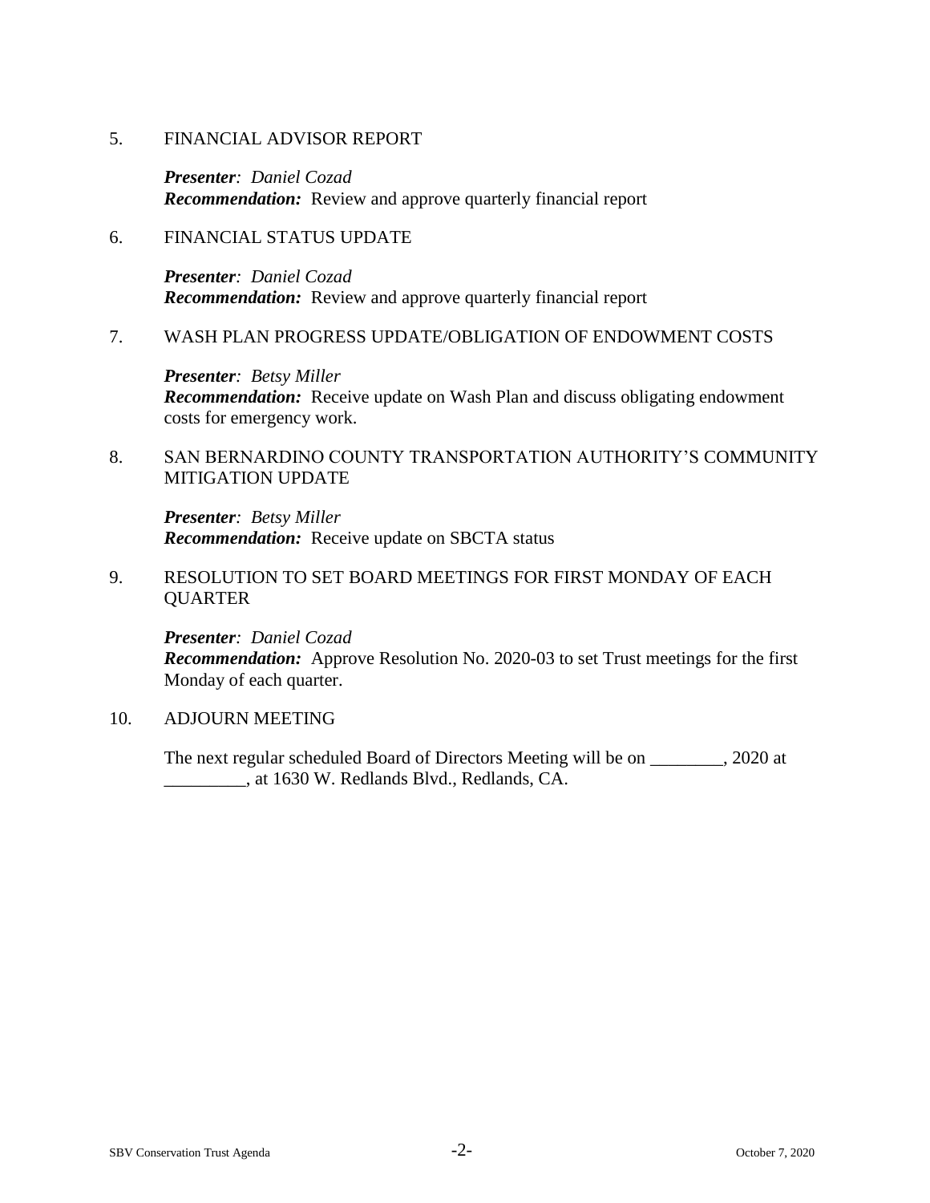5. FINANCIAL ADVISOR REPORT

   ***Presenter**: Daniel Cozad*
   ***Recommendation:*** Review and approve quarterly financial report

6. FINANCIAL STATUS UPDATE

   ***Presenter**: Daniel Cozad*
   ***Recommendation:*** Review and approve quarterly financial report

7. WASH PLAN PROGRESS UPDATE/OBLIGATION OF ENDOWMENT COSTS

   ***Presenter**: Betsy Miller*
   ***Recommendation:*** Receive update on Wash Plan and discuss obligating endowment costs for emergency work.

8. SAN BERNARDINO COUNTY TRANSPORTATION AUTHORITY'S COMMUNITY MITIGATION UPDATE

   ***Presenter**: Betsy Miller*
   ***Recommendation:*** Receive update on SBCTA status

9. RESOLUTION TO SET BOARD MEETINGS FOR FIRST MONDAY OF EACH QUARTER

   ***Presenter**: Daniel Cozad*
   ***Recommendation:*** Approve Resolution No. 2020-03 to set Trust meetings for the first Monday of each quarter.

10. ADJOURN MEETING

   The next regular scheduled Board of Directors Meeting will be on ________, 2020 at _________, at 1630 W. Redlands Blvd., Redlands, CA.